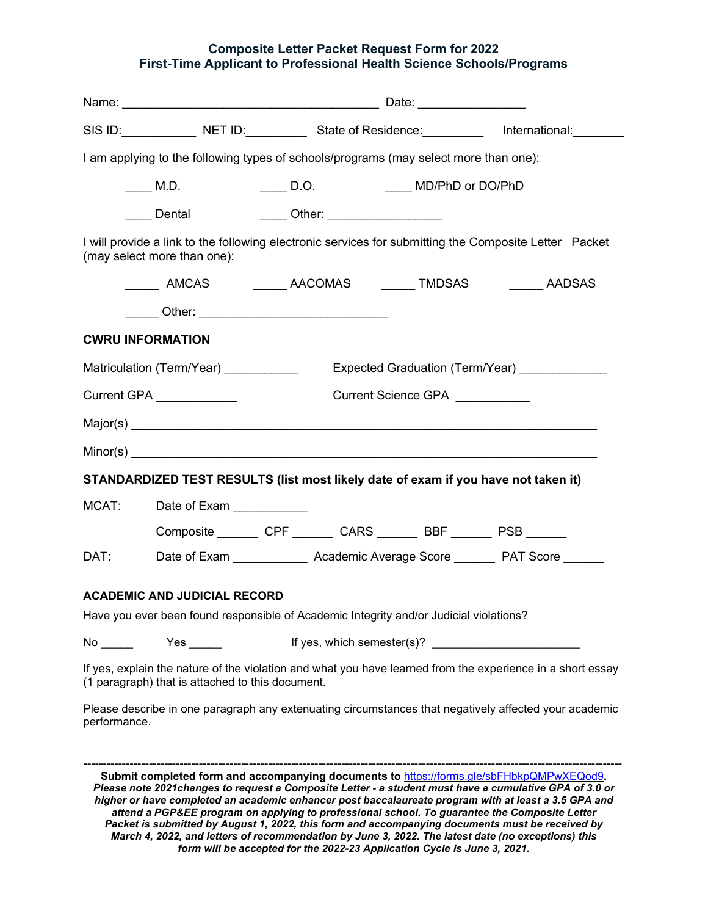**Composite Letter Packet Request Form for 2022**
**First-Time Applicant to Professional Health Science Schools/Programs**

Name: _______________________________________ Date: ________________

SIS ID:___________ NET ID:_________ State of Residence:_________ International:________

I am applying to the following types of schools/programs (may select more than one):

____ M.D. ____ D.O. ____ MD/PhD or DO/PhD

____ Dental ____ Other: _________________

I will provide a link to the following electronic services for submitting the Composite Letter Packet (may select more than one):

_____ AMCAS _____ AACOMAS _____ TMDSAS _____ AADSAS

_____ Other: ____________________________

**CWRU INFORMATION**

Matriculation (Term/Year) ___________ Expected Graduation (Term/Year) _____________

Current GPA ____________ Current Science GPA ___________

Major(s) ______________________________________________________________________

Minor(s) ______________________________________________________________________

**STANDARDIZED TEST RESULTS (list most likely date of exam if you have not taken it)**

MCAT: Date of Exam ___________

Composite ______ CPF ______ CARS ______ BBF ______ PSB ______

DAT: Date of Exam ___________ Academic Average Score ______ PAT Score ______

**ACADEMIC AND JUDICIAL RECORD**

Have you ever been found responsible of Academic Integrity and/or Judicial violations?

No _____ Yes _____ If yes, which semester(s)? ______________________

If yes, explain the nature of the violation and what you have learned from the experience in a short essay (1 paragraph) that is attached to this document.

Please describe in one paragraph any extenuating circumstances that negatively affected your academic performance.

---

**Submit completed form and accompanying documents to https://forms.gle/sbFHbkpQMPwXEQod9.** ***Please note 2021changes to request a Composite Letter - a student must have a cumulative GPA of 3.0 or higher or have completed an academic enhancer post baccalaureate program with at least a 3.5 GPA and attend a PGP&EE program on applying to professional school. To guarantee the Composite Letter Packet is submitted by August 1, 2022, this form and accompanying documents must be received by March 4, 2022, and letters of recommendation by June 3, 2022. The latest date (no exceptions) this form will be accepted for the 2022-23 Application Cycle is June 3, 2021.***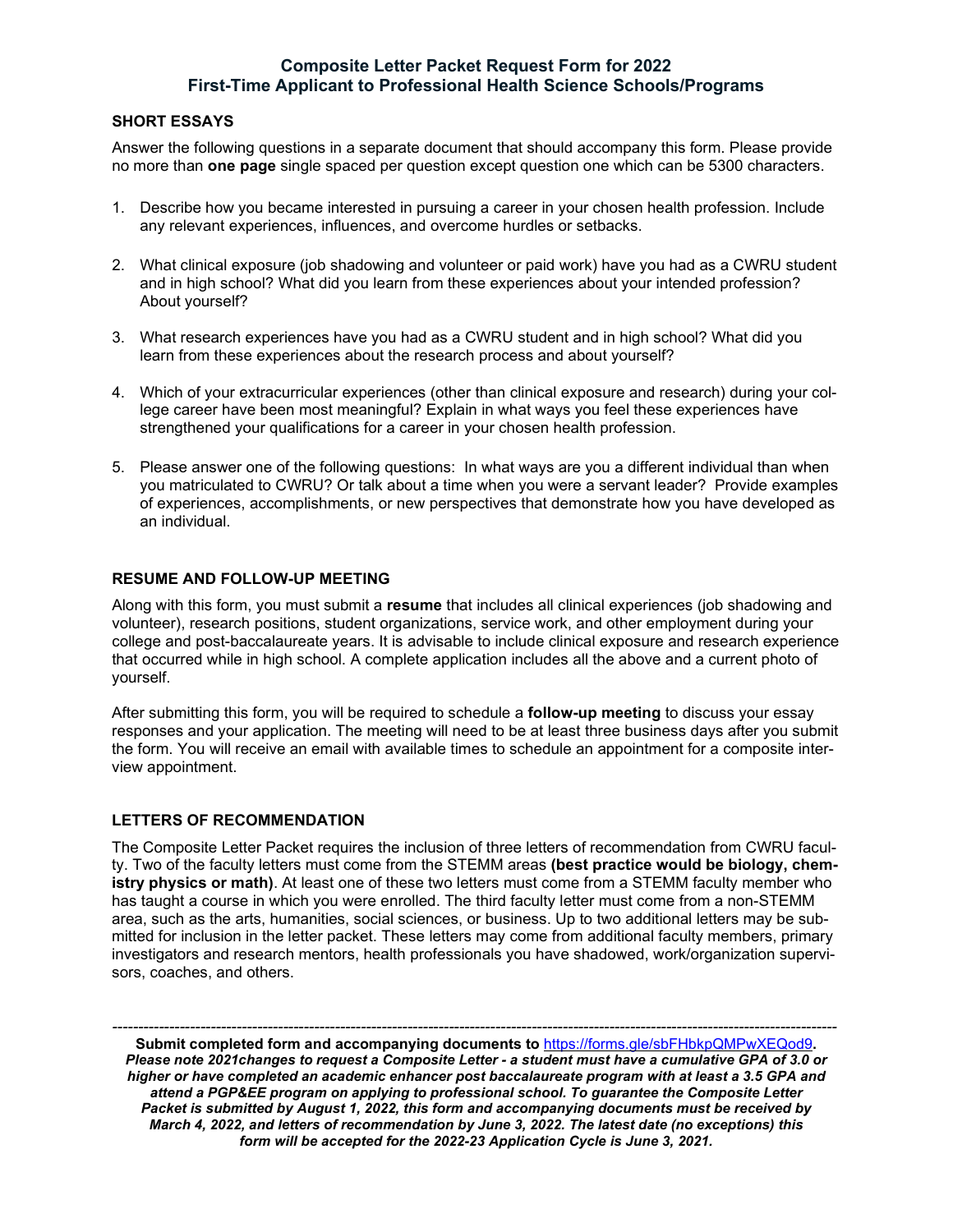**Composite Letter Packet Request Form for 2022**
**First-Time Applicant to Professional Health Science Schools/Programs**

## SHORT ESSAYS

Answer the following questions in a separate document that should accompany this form. Please provide no more than **one page** single spaced per question except question one which can be 5300 characters.

1. Describe how you became interested in pursuing a career in your chosen health profession. Include any relevant experiences, influences, and overcome hurdles or setbacks.

2. What clinical exposure (job shadowing and volunteer or paid work) have you had as a CWRU student and in high school? What did you learn from these experiences about your intended profession? About yourself?

3. What research experiences have you had as a CWRU student and in high school? What did you learn from these experiences about the research process and about yourself?

4. Which of your extracurricular experiences (other than clinical exposure and research) during your college career have been most meaningful? Explain in what ways you feel these experiences have strengthened your qualifications for a career in your chosen health profession.

5. Please answer one of the following questions: In what ways are you a different individual than when you matriculated to CWRU? Or talk about a time when you were a servant leader? Provide examples of experiences, accomplishments, or new perspectives that demonstrate how you have developed as an individual.

## RESUME AND FOLLOW-UP MEETING

Along with this form, you must submit a **resume** that includes all clinical experiences (job shadowing and volunteer), research positions, student organizations, service work, and other employment during your college and post-baccalaureate years. It is advisable to include clinical exposure and research experience that occurred while in high school. A complete application includes all the above and a current photo of yourself.

After submitting this form, you will be required to schedule a **follow-up meeting** to discuss your essay responses and your application. The meeting will need to be at least three business days after you submit the form. You will receive an email with available times to schedule an appointment for a composite interview appointment.

## LETTERS OF RECOMMENDATION

The Composite Letter Packet requires the inclusion of three letters of recommendation from CWRU faculty. Two of the faculty letters must come from the STEMM areas **(best practice would be biology, chemistry physics or math)**. At least one of these two letters must come from a STEMM faculty member who has taught a course in which you were enrolled. The third faculty letter must come from a non-STEMM area, such as the arts, humanities, social sciences, or business. Up to two additional letters may be submitted for inclusion in the letter packet. These letters may come from additional faculty members, primary investigators and research mentors, health professionals you have shadowed, work/organization supervisors, coaches, and others.

---

**Submit completed form and accompanying documents to [https://forms.gle/sbFHbkpQMPwXEQod9](https://forms.gle/sbFHbkpQMPwXEQod9).**
***Please note 2021changes to request a Composite Letter - a student must have a cumulative GPA of 3.0 or higher or have completed an academic enhancer post baccalaureate program with at least a 3.5 GPA and attend a PGP&EE program on applying to professional school. To guarantee the Composite Letter Packet is submitted by August 1, 2022, this form and accompanying documents must be received by March 4, 2022, and letters of recommendation by June 3, 2022. The latest date (no exceptions) this form will be accepted for the 2022-23 Application Cycle is June 3, 2021.***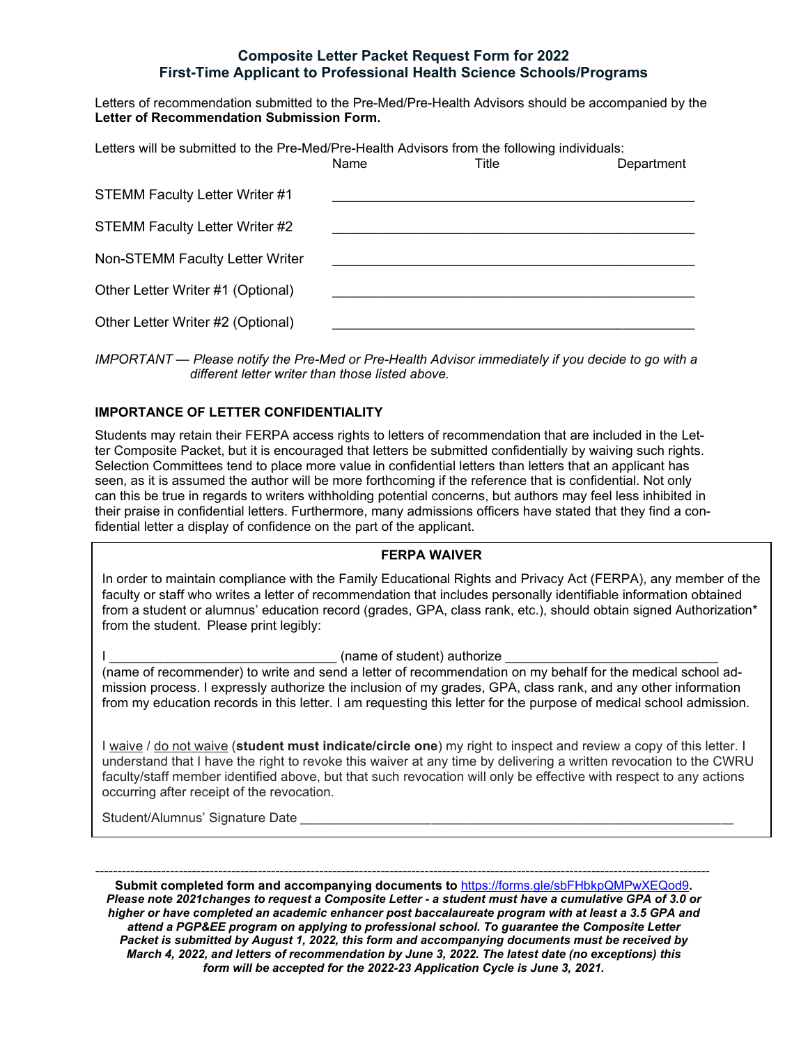# Composite Letter Packet Request Form for 2022
# First-Time Applicant to Professional Health Science Schools/Programs

Letters of recommendation submitted to the Pre-Med/Pre-Health Advisors should be accompanied by the **Letter of Recommendation Submission Form.**

Letters will be submitted to the Pre-Med/Pre-Health Advisors from the following individuals:

| | Name | Title | Department |
|---|---|---|---|
| STEMM Faculty Letter Writer #1 | | | |
| STEMM Faculty Letter Writer #2 | | | |
| Non-STEMM Faculty Letter Writer | | | |
| Other Letter Writer #1 (Optional) | | | |
| Other Letter Writer #2 (Optional) | | | |

*IMPORTANT — Please notify the Pre-Med or Pre-Health Advisor immediately if you decide to go with a different letter writer than those listed above.*

### IMPORTANCE OF LETTER CONFIDENTIALITY

Students may retain their FERPA access rights to letters of recommendation that are included in the Letter Composite Packet, but it is encouraged that letters be submitted confidentially by waiving such rights. Selection Committees tend to place more value in confidential letters than letters that an applicant has seen, as it is assumed the author will be more forthcoming if the reference that is confidential. Not only can this be true in regards to writers withholding potential concerns, but authors may feel less inhibited in their praise in confidential letters. Furthermore, many admissions officers have stated that they find a confidential letter a display of confidence on the part of the applicant.

### FERPA WAIVER

In order to maintain compliance with the Family Educational Rights and Privacy Act (FERPA), any member of the faculty or staff who writes a letter of recommendation that includes personally identifiable information obtained from a student or alumnus' education record (grades, GPA, class rank, etc.), should obtain signed Authorization* from the student. Please print legibly:

I ______________________________ (name of student) authorize ____________________________ (name of recommender) to write and send a letter of recommendation on my behalf for the medical school admission process. I expressly authorize the inclusion of my grades, GPA, class rank, and any other information from my education records in this letter. I am requesting this letter for the purpose of medical school admission.

I waive / do not waive (**student must indicate/circle one**) my right to inspect and review a copy of this letter. I understand that I have the right to revoke this waiver at any time by delivering a written revocation to the CWRU faculty/staff member identified above, but that such revocation will only be effective with respect to any actions occurring after receipt of the revocation.

Student/Alumnus' Signature Date ____________________________________________________________

---

**Submit completed form and accompanying documents to https://forms.gle/sbFHbkpQMPwXEQod9.**
***Please note 2021changes to request a Composite Letter - a student must have a cumulative GPA of 3.0 or higher or have completed an academic enhancer post baccalaureate program with at least a 3.5 GPA and attend a PGP&EE program on applying to professional school. To guarantee the Composite Letter Packet is submitted by August 1, 2022, this form and accompanying documents must be received by March 4, 2022, and letters of recommendation by June 3, 2022. The latest date (no exceptions) this form will be accepted for the 2022-23 Application Cycle is June 3, 2021.***